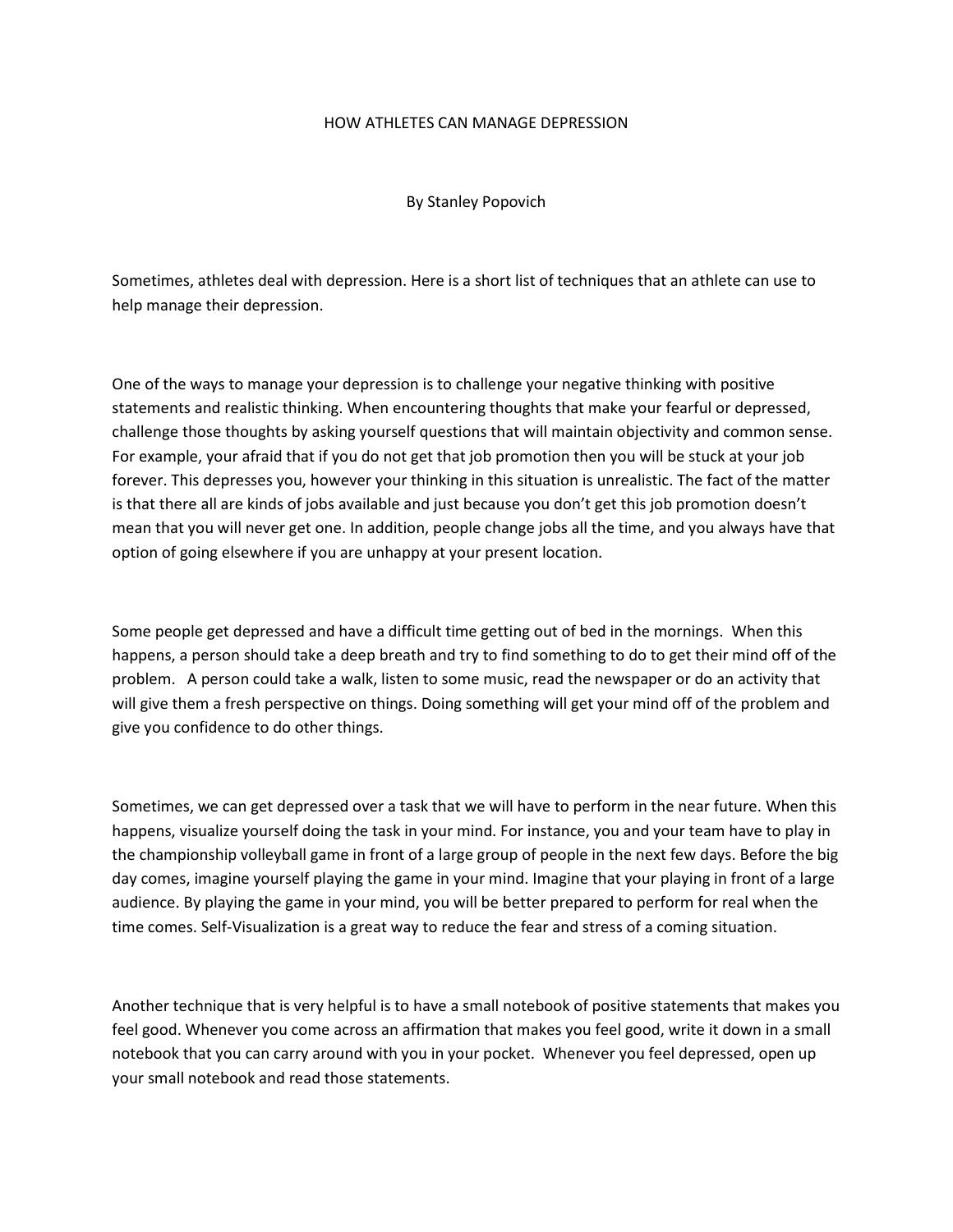# HOW ATHLETES CAN MANAGE DEPRESSION

By Stanley Popovich

Sometimes, athletes deal with depression. Here is a short list of techniques that an athlete can use to help manage their depression.

One of the ways to manage your depression is to challenge your negative thinking with positive statements and realistic thinking. When encountering thoughts that make your fearful or depressed, challenge those thoughts by asking yourself questions that will maintain objectivity and common sense. For example, your afraid that if you do not get that job promotion then you will be stuck at your job forever. This depresses you, however your thinking in this situation is unrealistic. The fact of the matter is that there all are kinds of jobs available and just because you don't get this job promotion doesn't mean that you will never get one. In addition, people change jobs all the time, and you always have that option of going elsewhere if you are unhappy at your present location.

Some people get depressed and have a difficult time getting out of bed in the mornings. When this happens, a person should take a deep breath and try to find something to do to get their mind off of the problem. A person could take a walk, listen to some music, read the newspaper or do an activity that will give them a fresh perspective on things. Doing something will get your mind off of the problem and give you confidence to do other things.

Sometimes, we can get depressed over a task that we will have to perform in the near future. When this happens, visualize yourself doing the task in your mind. For instance, you and your team have to play in the championship volleyball game in front of a large group of people in the next few days. Before the big day comes, imagine yourself playing the game in your mind. Imagine that your playing in front of a large audience. By playing the game in your mind, you will be better prepared to perform for real when the time comes. Self-Visualization is a great way to reduce the fear and stress of a coming situation.

Another technique that is very helpful is to have a small notebook of positive statements that makes you feel good. Whenever you come across an affirmation that makes you feel good, write it down in a small notebook that you can carry around with you in your pocket. Whenever you feel depressed, open up your small notebook and read those statements.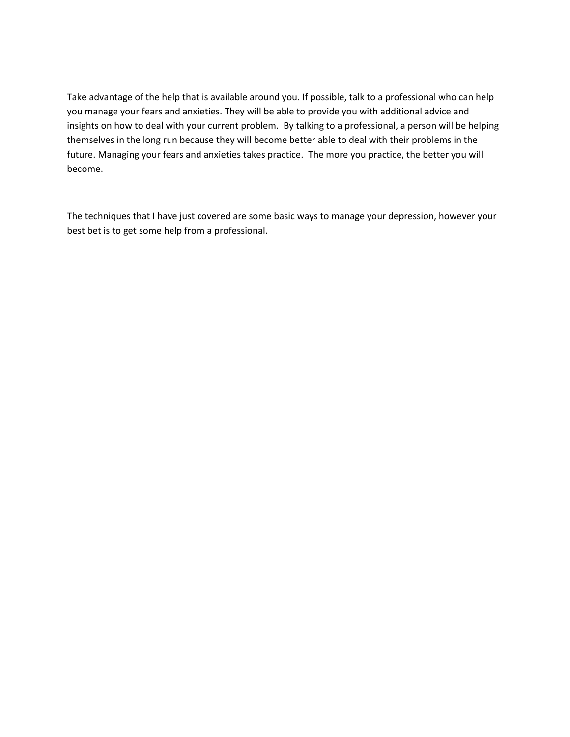Take advantage of the help that is available around you. If possible, talk to a professional who can help you manage your fears and anxieties. They will be able to provide you with additional advice and insights on how to deal with your current problem. By talking to a professional, a person will be helping themselves in the long run because they will become better able to deal with their problems in the future. Managing your fears and anxieties takes practice. The more you practice, the better you will become.

The techniques that I have just covered are some basic ways to manage your depression, however your best bet is to get some help from a professional.